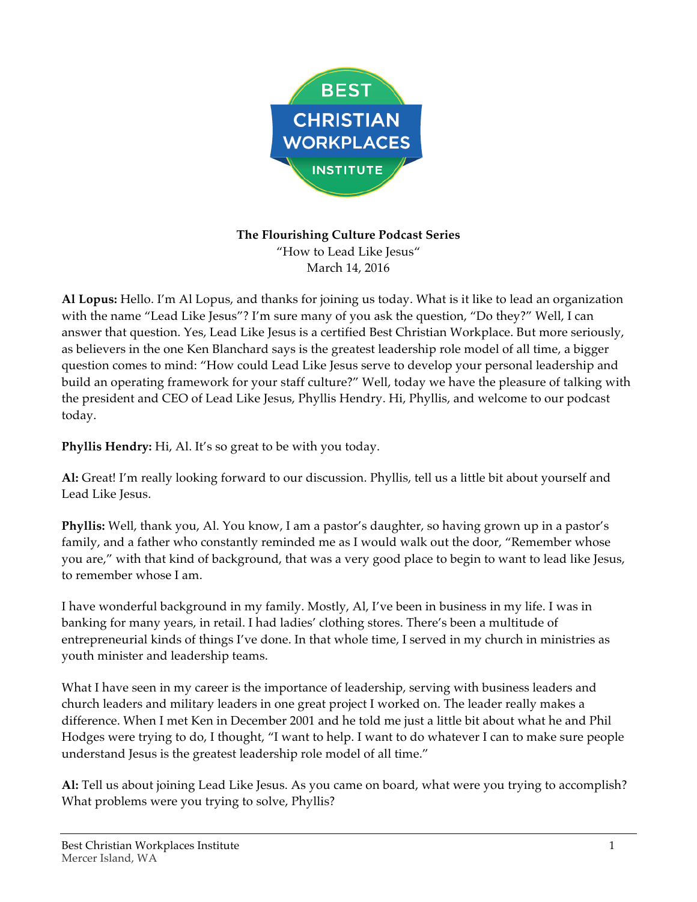**The Flourishing Culture Podcast Series**
"How to Lead Like Jesus"
March 14, 2016

**Al Lopus:** Hello. I'm Al Lopus, and thanks for joining us today. What is it like to lead an organization with the name "Lead Like Jesus"? I'm sure many of you ask the question, "Do they?" Well, I can answer that question. Yes, Lead Like Jesus is a certified Best Christian Workplace. But more seriously, as believers in the one Ken Blanchard says is the greatest leadership role model of all time, a bigger question comes to mind: "How could Lead Like Jesus serve to develop your personal leadership and build an operating framework for your staff culture?" Well, today we have the pleasure of talking with the president and CEO of Lead Like Jesus, Phyllis Hendry. Hi, Phyllis, and welcome to our podcast today.

**Phyllis Hendry:** Hi, Al. It's so great to be with you today.

**Al:** Great! I'm really looking forward to our discussion. Phyllis, tell us a little bit about yourself and Lead Like Jesus.

**Phyllis:** Well, thank you, Al. You know, I am a pastor's daughter, so having grown up in a pastor's family, and a father who constantly reminded me as I would walk out the door, "Remember whose you are," with that kind of background, that was a very good place to begin to want to lead like Jesus, to remember whose I am.

I have wonderful background in my family. Mostly, Al, I've been in business in my life. I was in banking for many years, in retail. I had ladies' clothing stores. There's been a multitude of entrepreneurial kinds of things I've done. In that whole time, I served in my church in ministries as youth minister and leadership teams.

What I have seen in my career is the importance of leadership, serving with business leaders and church leaders and military leaders in one great project I worked on. The leader really makes a difference. When I met Ken in December 2001 and he told me just a little bit about what he and Phil Hodges were trying to do, I thought, "I want to help. I want to do whatever I can to make sure people understand Jesus is the greatest leadership role model of all time."

**Al:** Tell us about joining Lead Like Jesus. As you came on board, what were you trying to accomplish? What problems were you trying to solve, Phyllis?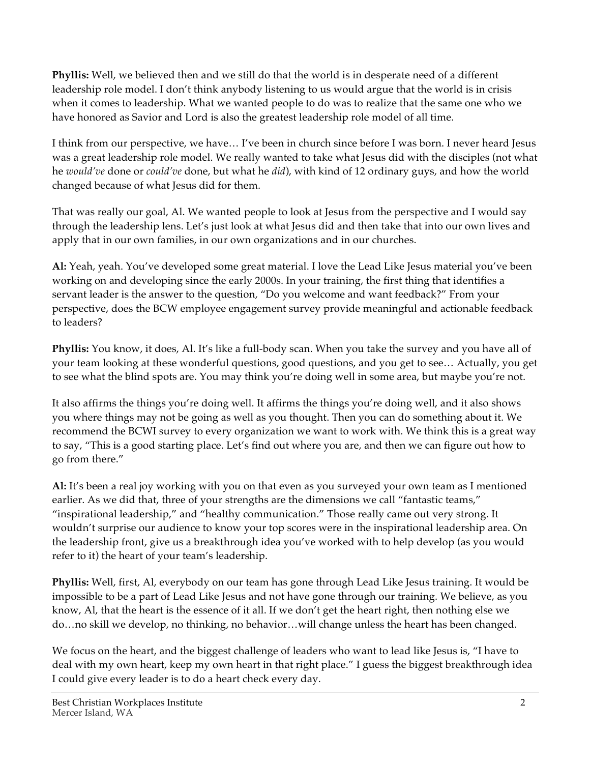**Phyllis:** Well, we believed then and we still do that the world is in desperate need of a different leadership role model. I don't think anybody listening to us would argue that the world is in crisis when it comes to leadership. What we wanted people to do was to realize that the same one who we have honored as Savior and Lord is also the greatest leadership role model of all time.

I think from our perspective, we have… I've been in church since before I was born. I never heard Jesus was a great leadership role model. We really wanted to take what Jesus did with the disciples (not what he *would've* done or *could've* done, but what he *did*), with kind of 12 ordinary guys, and how the world changed because of what Jesus did for them.

That was really our goal, Al. We wanted people to look at Jesus from the perspective and I would say through the leadership lens. Let's just look at what Jesus did and then take that into our own lives and apply that in our own families, in our own organizations and in our churches.

**Al:** Yeah, yeah. You've developed some great material. I love the Lead Like Jesus material you've been working on and developing since the early 2000s. In your training, the first thing that identifies a servant leader is the answer to the question, "Do you welcome and want feedback?" From your perspective, does the BCW employee engagement survey provide meaningful and actionable feedback to leaders?

**Phyllis:** You know, it does, Al. It's like a full-body scan. When you take the survey and you have all of your team looking at these wonderful questions, good questions, and you get to see… Actually, you get to see what the blind spots are. You may think you're doing well in some area, but maybe you're not.

It also affirms the things you're doing well. It affirms the things you're doing well, and it also shows you where things may not be going as well as you thought. Then you can do something about it. We recommend the BCWI survey to every organization we want to work with. We think this is a great way to say, "This is a good starting place. Let's find out where you are, and then we can figure out how to go from there."

**Al:** It's been a real joy working with you on that even as you surveyed your own team as I mentioned earlier. As we did that, three of your strengths are the dimensions we call "fantastic teams," "inspirational leadership," and "healthy communication." Those really came out very strong. It wouldn't surprise our audience to know your top scores were in the inspirational leadership area. On the leadership front, give us a breakthrough idea you've worked with to help develop (as you would refer to it) the heart of your team's leadership.

**Phyllis:** Well, first, Al, everybody on our team has gone through Lead Like Jesus training. It would be impossible to be a part of Lead Like Jesus and not have gone through our training. We believe, as you know, Al, that the heart is the essence of it all. If we don't get the heart right, then nothing else we do…no skill we develop, no thinking, no behavior…will change unless the heart has been changed.

We focus on the heart, and the biggest challenge of leaders who want to lead like Jesus is, "I have to deal with my own heart, keep my own heart in that right place." I guess the biggest breakthrough idea I could give every leader is to do a heart check every day.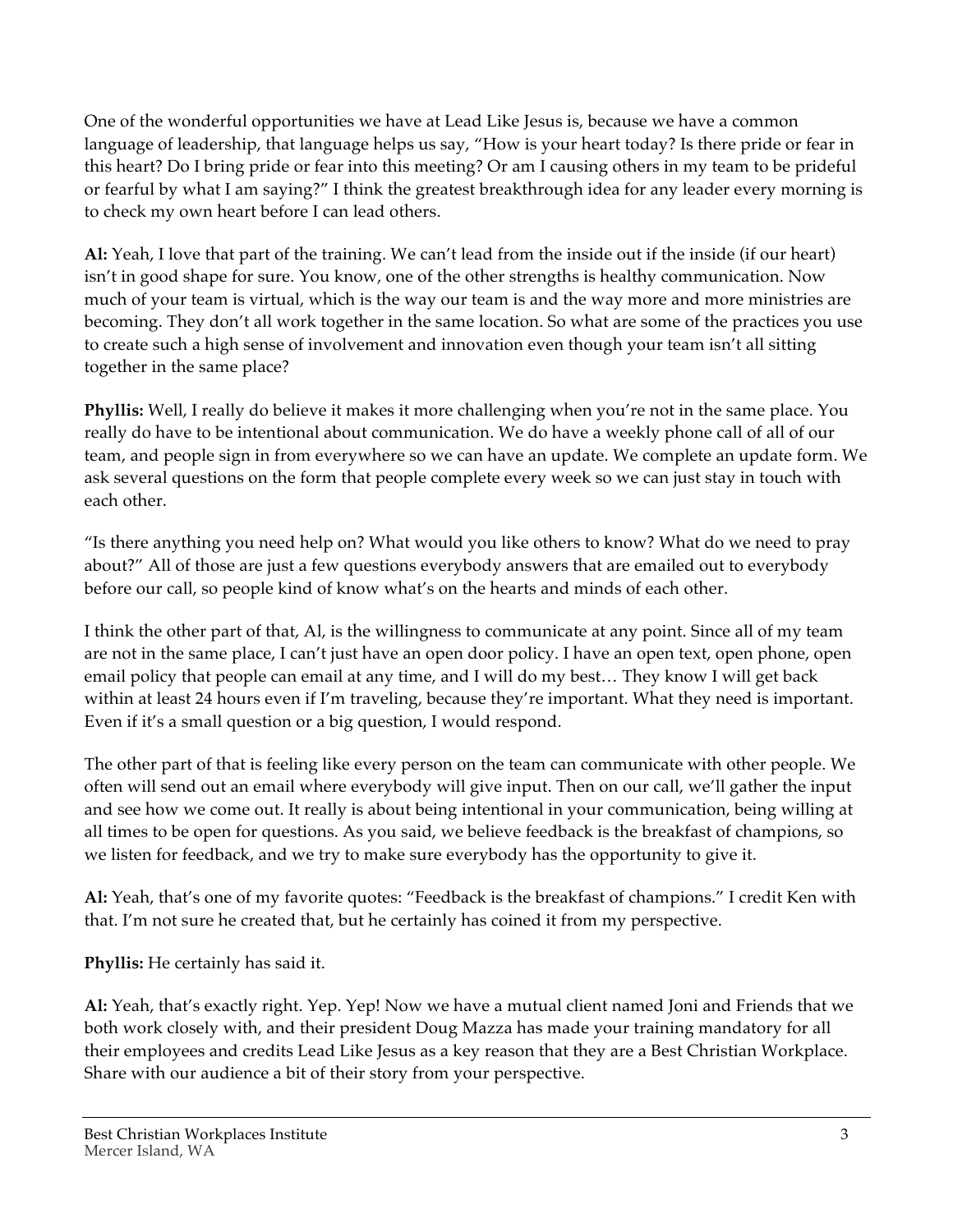One of the wonderful opportunities we have at Lead Like Jesus is, because we have a common language of leadership, that language helps us say, "How is your heart today? Is there pride or fear in this heart? Do I bring pride or fear into this meeting? Or am I causing others in my team to be prideful or fearful by what I am saying?" I think the greatest breakthrough idea for any leader every morning is to check my own heart before I can lead others.

**Al:** Yeah, I love that part of the training. We can't lead from the inside out if the inside (if our heart) isn't in good shape for sure. You know, one of the other strengths is healthy communication. Now much of your team is virtual, which is the way our team is and the way more and more ministries are becoming. They don't all work together in the same location. So what are some of the practices you use to create such a high sense of involvement and innovation even though your team isn't all sitting together in the same place?

**Phyllis:** Well, I really do believe it makes it more challenging when you're not in the same place. You really do have to be intentional about communication. We do have a weekly phone call of all of our team, and people sign in from everywhere so we can have an update. We complete an update form. We ask several questions on the form that people complete every week so we can just stay in touch with each other.

"Is there anything you need help on? What would you like others to know? What do we need to pray about?" All of those are just a few questions everybody answers that are emailed out to everybody before our call, so people kind of know what's on the hearts and minds of each other.

I think the other part of that, Al, is the willingness to communicate at any point. Since all of my team are not in the same place, I can't just have an open door policy. I have an open text, open phone, open email policy that people can email at any time, and I will do my best… They know I will get back within at least 24 hours even if I'm traveling, because they're important. What they need is important. Even if it's a small question or a big question, I would respond.

The other part of that is feeling like every person on the team can communicate with other people. We often will send out an email where everybody will give input. Then on our call, we'll gather the input and see how we come out. It really is about being intentional in your communication, being willing at all times to be open for questions. As you said, we believe feedback is the breakfast of champions, so we listen for feedback, and we try to make sure everybody has the opportunity to give it.

**Al:** Yeah, that's one of my favorite quotes: "Feedback is the breakfast of champions." I credit Ken with that. I'm not sure he created that, but he certainly has coined it from my perspective.

**Phyllis:** He certainly has said it.

**Al:** Yeah, that's exactly right. Yep. Yep! Now we have a mutual client named Joni and Friends that we both work closely with, and their president Doug Mazza has made your training mandatory for all their employees and credits Lead Like Jesus as a key reason that they are a Best Christian Workplace. Share with our audience a bit of their story from your perspective.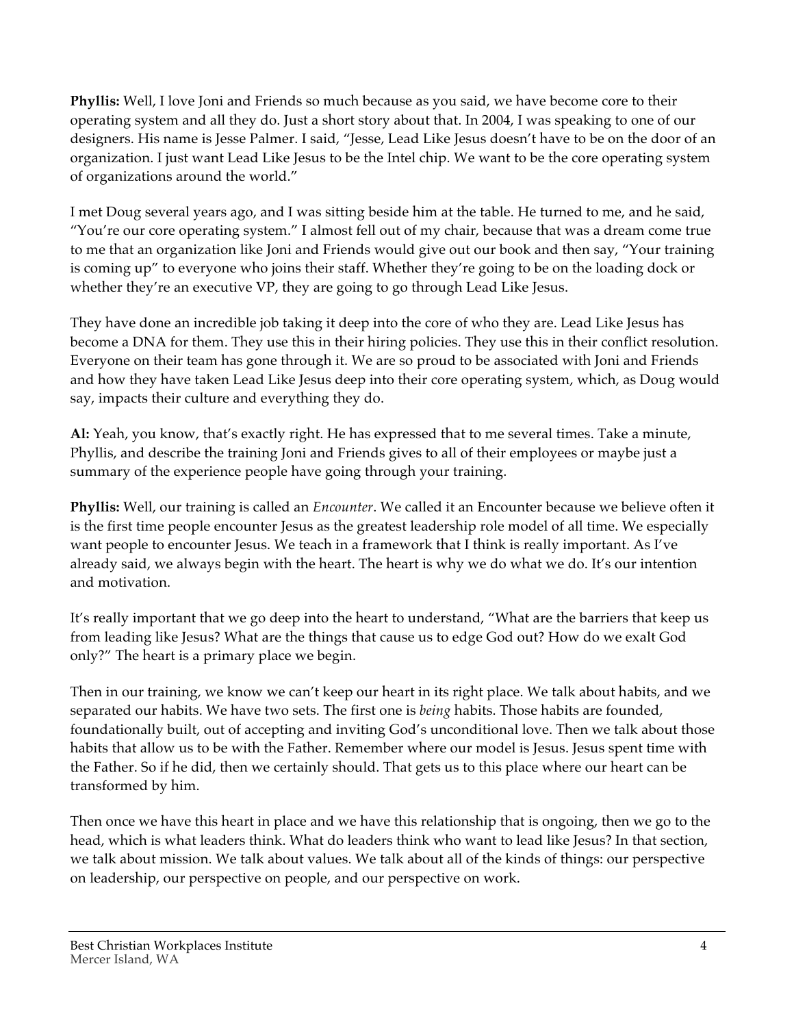**Phyllis:** Well, I love Joni and Friends so much because as you said, we have become core to their operating system and all they do. Just a short story about that. In 2004, I was speaking to one of our designers. His name is Jesse Palmer. I said, "Jesse, Lead Like Jesus doesn't have to be on the door of an organization. I just want Lead Like Jesus to be the Intel chip. We want to be the core operating system of organizations around the world."

I met Doug several years ago, and I was sitting beside him at the table. He turned to me, and he said, "You're our core operating system." I almost fell out of my chair, because that was a dream come true to me that an organization like Joni and Friends would give out our book and then say, "Your training is coming up" to everyone who joins their staff. Whether they're going to be on the loading dock or whether they're an executive VP, they are going to go through Lead Like Jesus.

They have done an incredible job taking it deep into the core of who they are. Lead Like Jesus has become a DNA for them. They use this in their hiring policies. They use this in their conflict resolution. Everyone on their team has gone through it. We are so proud to be associated with Joni and Friends and how they have taken Lead Like Jesus deep into their core operating system, which, as Doug would say, impacts their culture and everything they do.

**Al:** Yeah, you know, that's exactly right. He has expressed that to me several times. Take a minute, Phyllis, and describe the training Joni and Friends gives to all of their employees or maybe just a summary of the experience people have going through your training.

**Phyllis:** Well, our training is called an *Encounter*. We called it an Encounter because we believe often it is the first time people encounter Jesus as the greatest leadership role model of all time. We especially want people to encounter Jesus. We teach in a framework that I think is really important. As I've already said, we always begin with the heart. The heart is why we do what we do. It's our intention and motivation.

It's really important that we go deep into the heart to understand, "What are the barriers that keep us from leading like Jesus? What are the things that cause us to edge God out? How do we exalt God only?" The heart is a primary place we begin.

Then in our training, we know we can't keep our heart in its right place. We talk about habits, and we separated our habits. We have two sets. The first one is *being* habits. Those habits are founded, foundationally built, out of accepting and inviting God's unconditional love. Then we talk about those habits that allow us to be with the Father. Remember where our model is Jesus. Jesus spent time with the Father. So if he did, then we certainly should. That gets us to this place where our heart can be transformed by him.

Then once we have this heart in place and we have this relationship that is ongoing, then we go to the head, which is what leaders think. What do leaders think who want to lead like Jesus? In that section, we talk about mission. We talk about values. We talk about all of the kinds of things: our perspective on leadership, our perspective on people, and our perspective on work.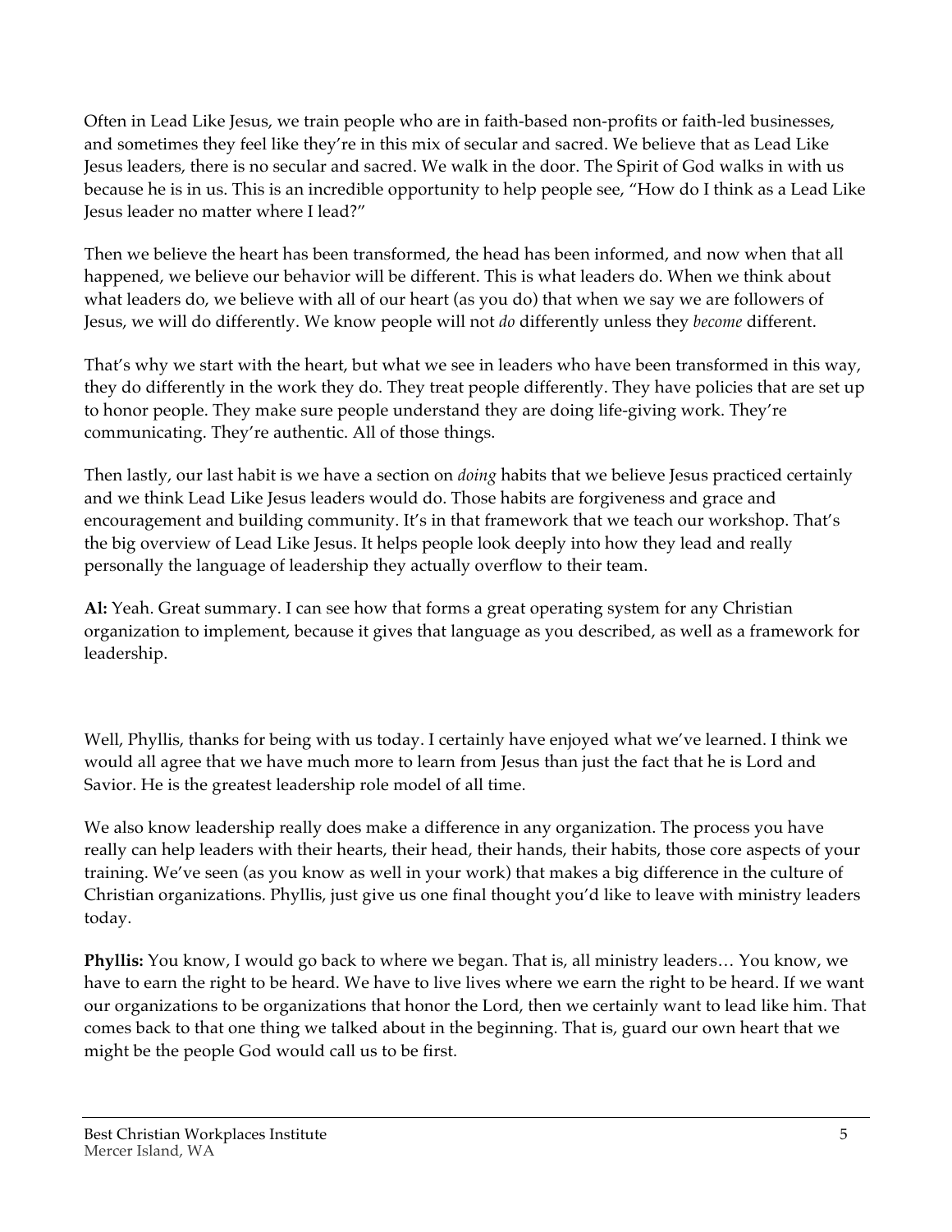Often in Lead Like Jesus, we train people who are in faith-based non-profits or faith-led businesses, and sometimes they feel like they're in this mix of secular and sacred. We believe that as Lead Like Jesus leaders, there is no secular and sacred. We walk in the door. The Spirit of God walks in with us because he is in us. This is an incredible opportunity to help people see, "How do I think as a Lead Like Jesus leader no matter where I lead?"

Then we believe the heart has been transformed, the head has been informed, and now when that all happened, we believe our behavior will be different. This is what leaders do. When we think about what leaders do, we believe with all of our heart (as you do) that when we say we are followers of Jesus, we will do differently. We know people will not *do* differently unless they *become* different.

That's why we start with the heart, but what we see in leaders who have been transformed in this way, they do differently in the work they do. They treat people differently. They have policies that are set up to honor people. They make sure people understand they are doing life-giving work. They're communicating. They're authentic. All of those things.

Then lastly, our last habit is we have a section on *doing* habits that we believe Jesus practiced certainly and we think Lead Like Jesus leaders would do. Those habits are forgiveness and grace and encouragement and building community. It's in that framework that we teach our workshop. That's the big overview of Lead Like Jesus. It helps people look deeply into how they lead and really personally the language of leadership they actually overflow to their team.

**Al:** Yeah. Great summary. I can see how that forms a great operating system for any Christian organization to implement, because it gives that language as you described, as well as a framework for leadership.

Well, Phyllis, thanks for being with us today. I certainly have enjoyed what we've learned. I think we would all agree that we have much more to learn from Jesus than just the fact that he is Lord and Savior. He is the greatest leadership role model of all time.

We also know leadership really does make a difference in any organization. The process you have really can help leaders with their hearts, their head, their hands, their habits, those core aspects of your training. We've seen (as you know as well in your work) that makes a big difference in the culture of Christian organizations. Phyllis, just give us one final thought you'd like to leave with ministry leaders today.

**Phyllis:** You know, I would go back to where we began. That is, all ministry leaders… You know, we have to earn the right to be heard. We have to live lives where we earn the right to be heard. If we want our organizations to be organizations that honor the Lord, then we certainly want to lead like him. That comes back to that one thing we talked about in the beginning. That is, guard our own heart that we might be the people God would call us to be first.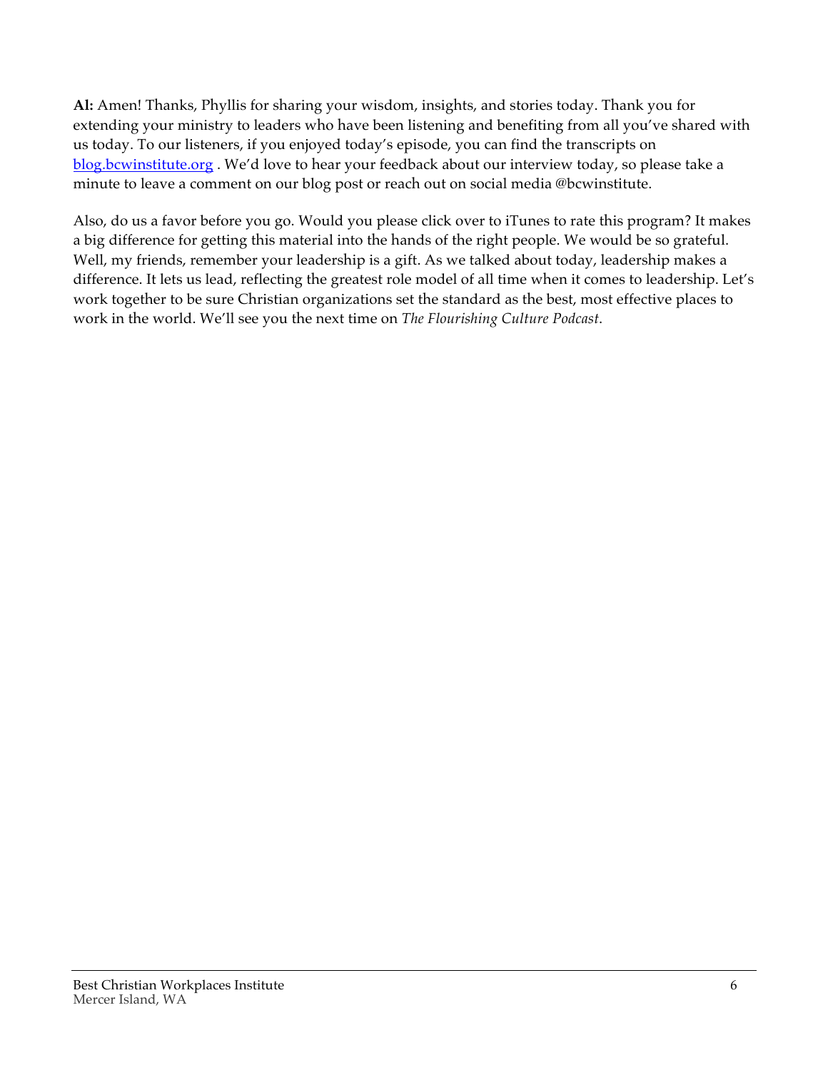**Al:** Amen! Thanks, Phyllis for sharing your wisdom, insights, and stories today. Thank you for extending your ministry to leaders who have been listening and benefiting from all you've shared with us today. To our listeners, if you enjoyed today's episode, you can find the transcripts on blog.bcwinstitute.org . We'd love to hear your feedback about our interview today, so please take a minute to leave a comment on our blog post or reach out on social media @bcwinstitute.

Also, do us a favor before you go. Would you please click over to iTunes to rate this program? It makes a big difference for getting this material into the hands of the right people. We would be so grateful. Well, my friends, remember your leadership is a gift. As we talked about today, leadership makes a difference. It lets us lead, reflecting the greatest role model of all time when it comes to leadership. Let's work together to be sure Christian organizations set the standard as the best, most effective places to work in the world. We'll see you the next time on *The Flourishing Culture Podcast*.